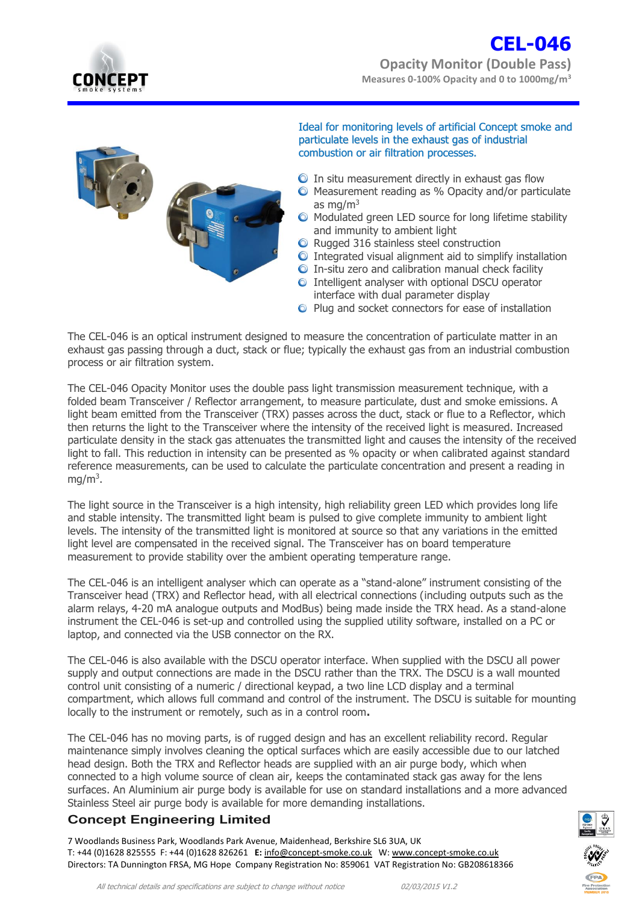# CEL-046

## Opacity Monitor (Double Pass)

**Measures 0-100% Opacity and 0 to 1000mg/m$^3$**

Ideal for monitoring levels of artificial Concept smoke and particulate levels in the exhaust gas of industrial combustion or air filtration processes.

- In situ measurement directly in exhaust gas flow
- Measurement reading as % Opacity and/or particulate as mg/m$^3$
- Modulated green LED source for long lifetime stability and immunity to ambient light
- Rugged 316 stainless steel construction
- Integrated visual alignment aid to simplify installation
- In-situ zero and calibration manual check facility
- Intelligent analyser with optional DSCU operator interface with dual parameter display
- Plug and socket connectors for ease of installation

The CEL-046 is an optical instrument designed to measure the concentration of particulate matter in an exhaust gas passing through a duct, stack or flue; typically the exhaust gas from an industrial combustion process or air filtration system.

The CEL-046 Opacity Monitor uses the double pass light transmission measurement technique, with a folded beam Transceiver / Reflector arrangement, to measure particulate, dust and smoke emissions. A light beam emitted from the Transceiver (TRX) passes across the duct, stack or flue to a Reflector, which then returns the light to the Transceiver where the intensity of the received light is measured. Increased particulate density in the stack gas attenuates the transmitted light and causes the intensity of the received light to fall. This reduction in intensity can be presented as % opacity or when calibrated against standard reference measurements, can be used to calculate the particulate concentration and present a reading in mg/m$^3$.

The light source in the Transceiver is a high intensity, high reliability green LED which provides long life and stable intensity. The transmitted light beam is pulsed to give complete immunity to ambient light levels. The intensity of the transmitted light is monitored at source so that any variations in the emitted light level are compensated in the received signal. The Transceiver has on board temperature measurement to provide stability over the ambient operating temperature range.

The CEL-046 is an intelligent analyser which can operate as a "stand-alone" instrument consisting of the Transceiver head (TRX) and Reflector head, with all electrical connections (including outputs such as the alarm relays, 4-20 mA analogue outputs and ModBus) being made inside the TRX head. As a stand-alone instrument the CEL-046 is set-up and controlled using the supplied utility software, installed on a PC or laptop, and connected via the USB connector on the RX.

The CEL-046 is also available with the DSCU operator interface. When supplied with the DSCU all power supply and output connections are made in the DSCU rather than the TRX. The DSCU is a wall mounted control unit consisting of a numeric / directional keypad, a two line LCD display and a terminal compartment, which allows full command and control of the instrument. The DSCU is suitable for mounting locally to the instrument or remotely, such as in a control room**.**

The CEL-046 has no moving parts, is of rugged design and has an excellent reliability record. Regular maintenance simply involves cleaning the optical surfaces which are easily accessible due to our latched head design. Both the TRX and Reflector heads are supplied with an air purge body, which when connected to a high volume source of clean air, keeps the contaminated stack gas away for the lens surfaces. An Aluminium air purge body is available for use on standard installations and a more advanced Stainless Steel air purge body is available for more demanding installations.

**Concept Engineering Limited**

7 Woodlands Business Park, Woodlands Park Avenue, Maidenhead, Berkshire SL6 3UA, UK
T: +44 (0)1628 825555 F: +44 (0)1628 826261 **E:** info@concept-smoke.co.uk W: www.concept-smoke.co.uk
Directors: TA Dunnington FRSA, MG Hope Company Registration No: 859061 VAT Registration No: GB208618366

*All technical details and specifications are subject to change without notice* *02/03/2015 V1.2*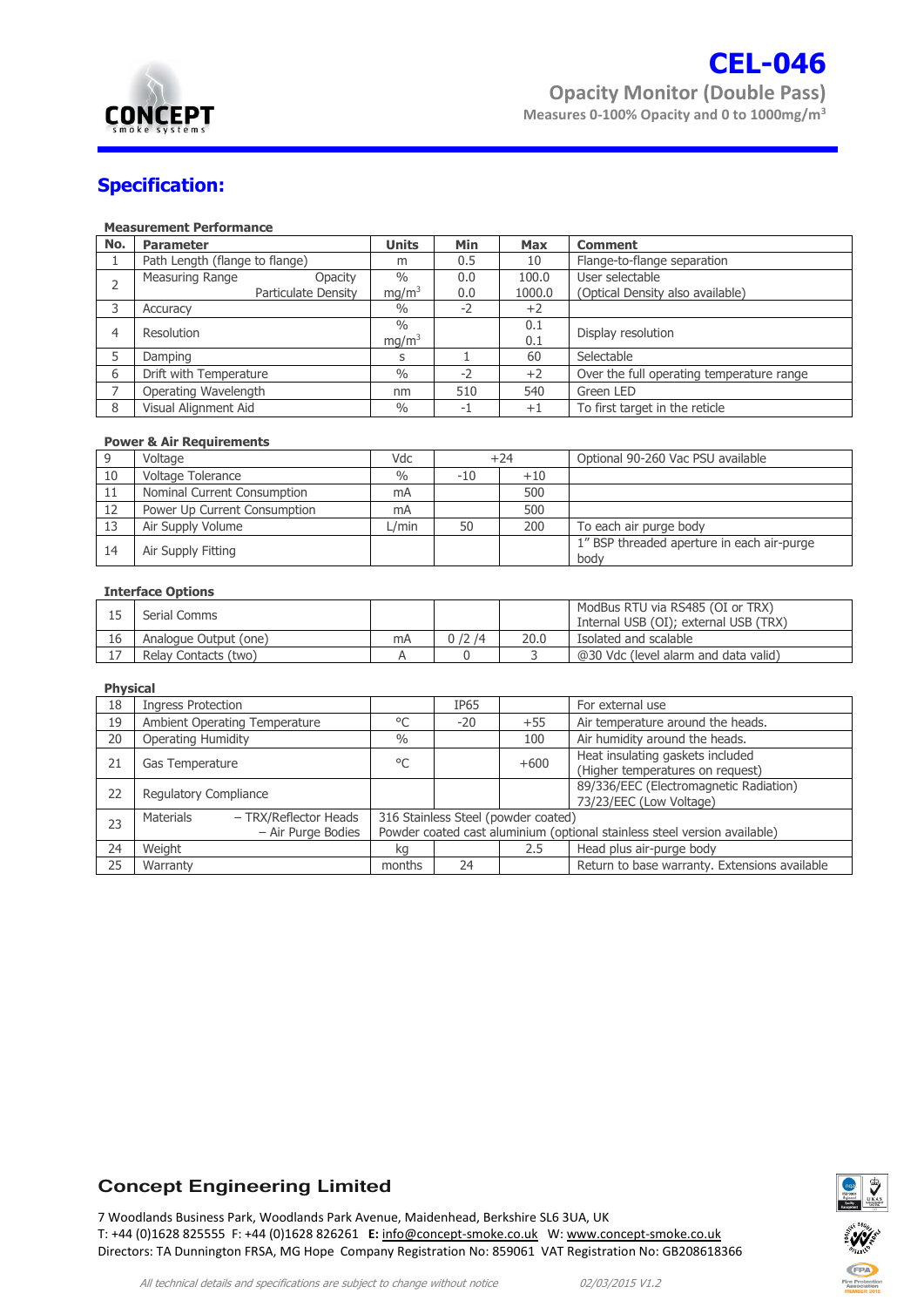# CEL-046

## Opacity Monitor (Double Pass)

**Measures 0-100% Opacity and 0 to 1000mg/m$^3$**

## Specification:

**Measurement Performance**

| No. | Parameter | Units | Min | Max | Comment |
|---|---|---|---|---|---|
| 1 | Path Length (flange to flange) | m | 0.5 | 10 | Flange-to-flange separation |
| 2 | Measuring Range Opacity<br>Particulate Density | %<br>mg/m$^3$ | 0.0<br>0.0 | 100.0<br>1000.0 | User selectable<br>(Optical Density also available) |
| 3 | Accuracy | % | -2 | +2 | |
| 4 | Resolution | %<br>mg/m$^3$ | | 0.1<br>0.1 | Display resolution |
| 5 | Damping | s | 1 | 60 | Selectable |
| 6 | Drift with Temperature | % | -2 | +2 | Over the full operating temperature range |
| 7 | Operating Wavelength | nm | 510 | 540 | Green LED |
| 8 | Visual Alignment Aid | % | -1 | +1 | To first target in the reticle |

**Power & Air Requirements**

| No. | Parameter | Units | Min | Max | Comment |
|---|---|---|---|---|---|
| 9 | Voltage | Vdc | +24 | | Optional 90-260 Vac PSU available |
| 10 | Voltage Tolerance | % | -10 | +10 | |
| 11 | Nominal Current Consumption | mA | | 500 | |
| 12 | Power Up Current Consumption | mA | | 500 | |
| 13 | Air Supply Volume | L/min | 50 | 200 | To each air purge body |
| 14 | Air Supply Fitting | | | | 1" BSP threaded aperture in each air-purge body |

**Interface Options**

| No. | Parameter | Units | Min | Max | Comment |
|---|---|---|---|---|---|
| 15 | Serial Comms | | | | ModBus RTU via RS485 (OI or TRX)<br>Internal USB (OI); external USB (TRX) |
| 16 | Analogue Output (one) | mA | 0 /2 /4 | 20.0 | Isolated and scalable |
| 17 | Relay Contacts (two) | A | 0 | 3 | @30 Vdc (level alarm and data valid) |

**Physical**

| No. | Parameter | Units | Min | Max | Comment |
|---|---|---|---|---|---|
| 18 | Ingress Protection | | IP65 | | For external use |
| 19 | Ambient Operating Temperature | °C | -20 | +55 | Air temperature around the heads. |
| 20 | Operating Humidity | % | | 100 | Air humidity around the heads. |
| 21 | Gas Temperature | °C | | +600 | Heat insulating gaskets included<br>(Higher temperatures on request) |
| 22 | Regulatory Compliance | | | | 89/336/EEC (Electromagnetic Radiation)<br>73/23/EEC (Low Voltage) |
| 23 | Materials – TRX/Reflector Heads<br>– Air Purge Bodies | 316 Stainless Steel (powder coated)<br>Powder coated cast aluminium (optional stainless steel version available) | | | |
| 24 | Weight | kg | | 2.5 | Head plus air-purge body |
| 25 | Warranty | months | 24 | | Return to base warranty. Extensions available |

**Concept Engineering Limited**

7 Woodlands Business Park, Woodlands Park Avenue, Maidenhead, Berkshire SL6 3UA, UK
T: +44 (0)1628 825555 F: +44 (0)1628 826261 **E:** info@concept-smoke.co.uk W: www.concept-smoke.co.uk
Directors: TA Dunnington FRSA, MG Hope Company Registration No: 859061 VAT Registration No: GB208618366

*All technical details and specifications are subject to change without notice* *02/03/2015 V1.2*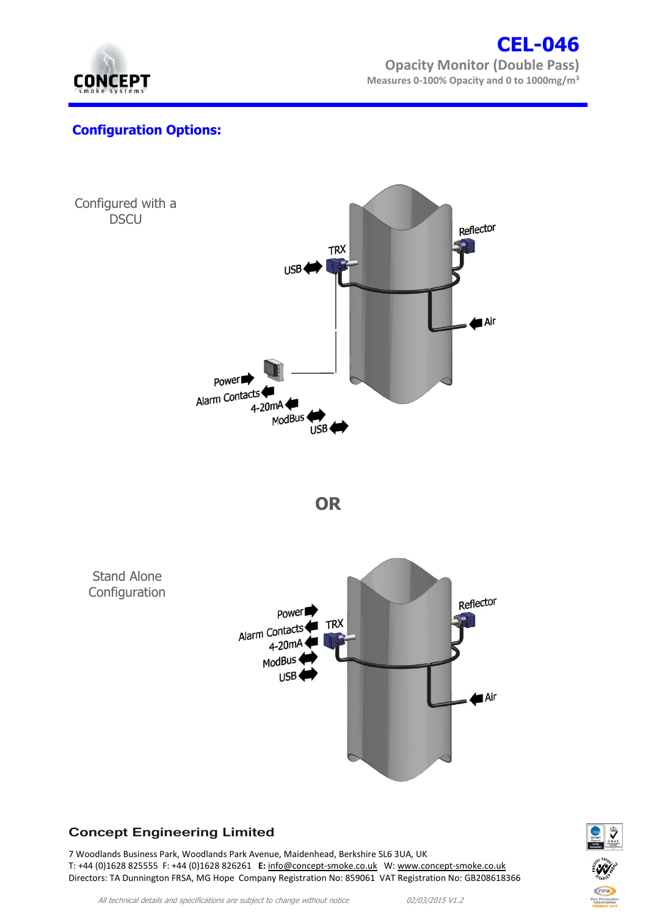## Configuration Options:

Configured with a DSCU

TRX

USB

Reflector

Air

Power

Alarm Contacts

4-20mA

ModBus

USB

**OR**

Stand Alone Configuration

Power

Alarm Contacts

4-20mA

ModBus

USB

TRX

Reflector

Air

**Concept Engineering Limited**

7 Woodlands Business Park, Woodlands Park Avenue, Maidenhead, Berkshire SL6 3UA, UK
T: +44 (0)1628 825555 F: +44 (0)1628 826261 **E:** info@concept-smoke.co.uk W: www.concept-smoke.co.uk
Directors: TA Dunnington FRSA, MG Hope Company Registration No: 859061 VAT Registration No: GB208618366

*All technical details and specifications are subject to change without notice* *02/03/2015 V1.2*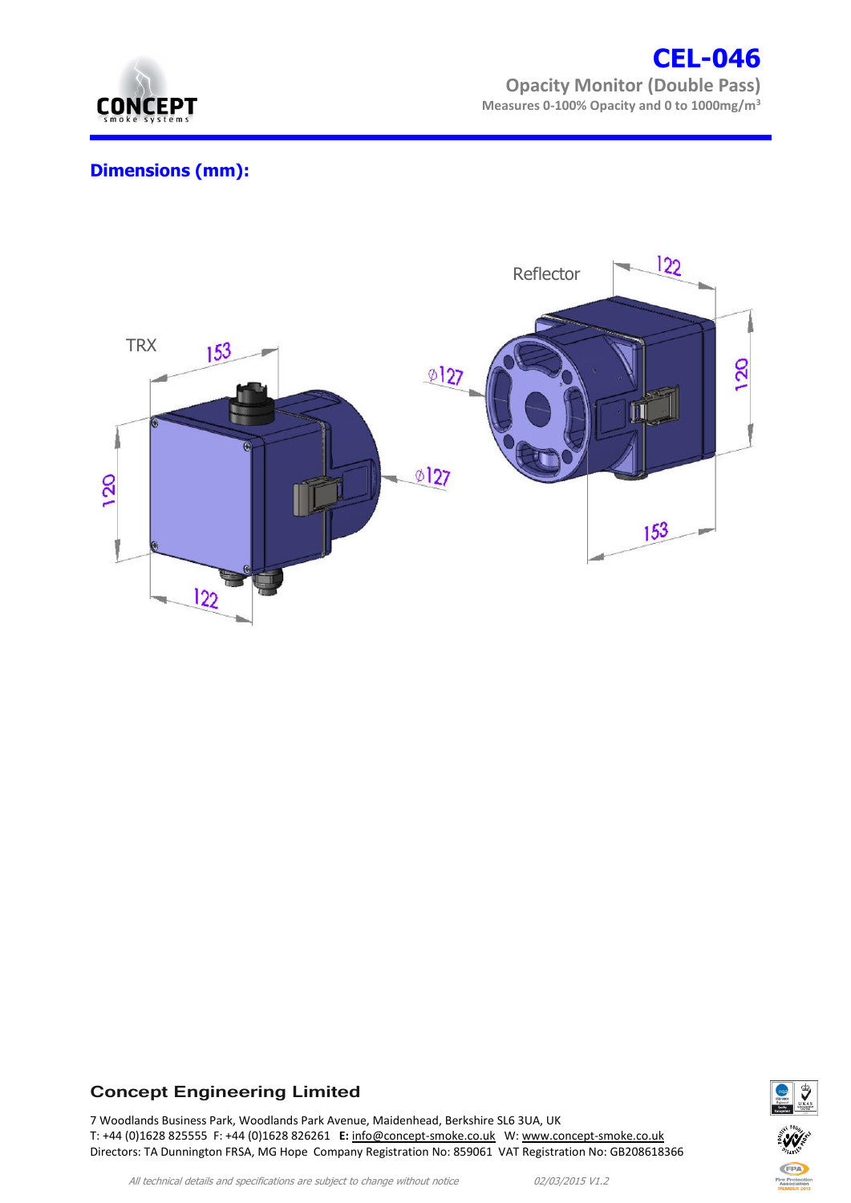## Dimensions (mm):

TRX

Reflector

153

122

120

ø127

ø127

122

120

153

**Concept Engineering Limited**

7 Woodlands Business Park, Woodlands Park Avenue, Maidenhead, Berkshire SL6 3UA, UK
T: +44 (0)1628 825555 F: +44 (0)1628 826261 **E:** info@concept-smoke.co.uk W: www.concept-smoke.co.uk
Directors: TA Dunnington FRSA, MG Hope Company Registration No: 859061 VAT Registration No: GB208618366

*All technical details and specifications are subject to change without notice* *02/03/2015 V1.2*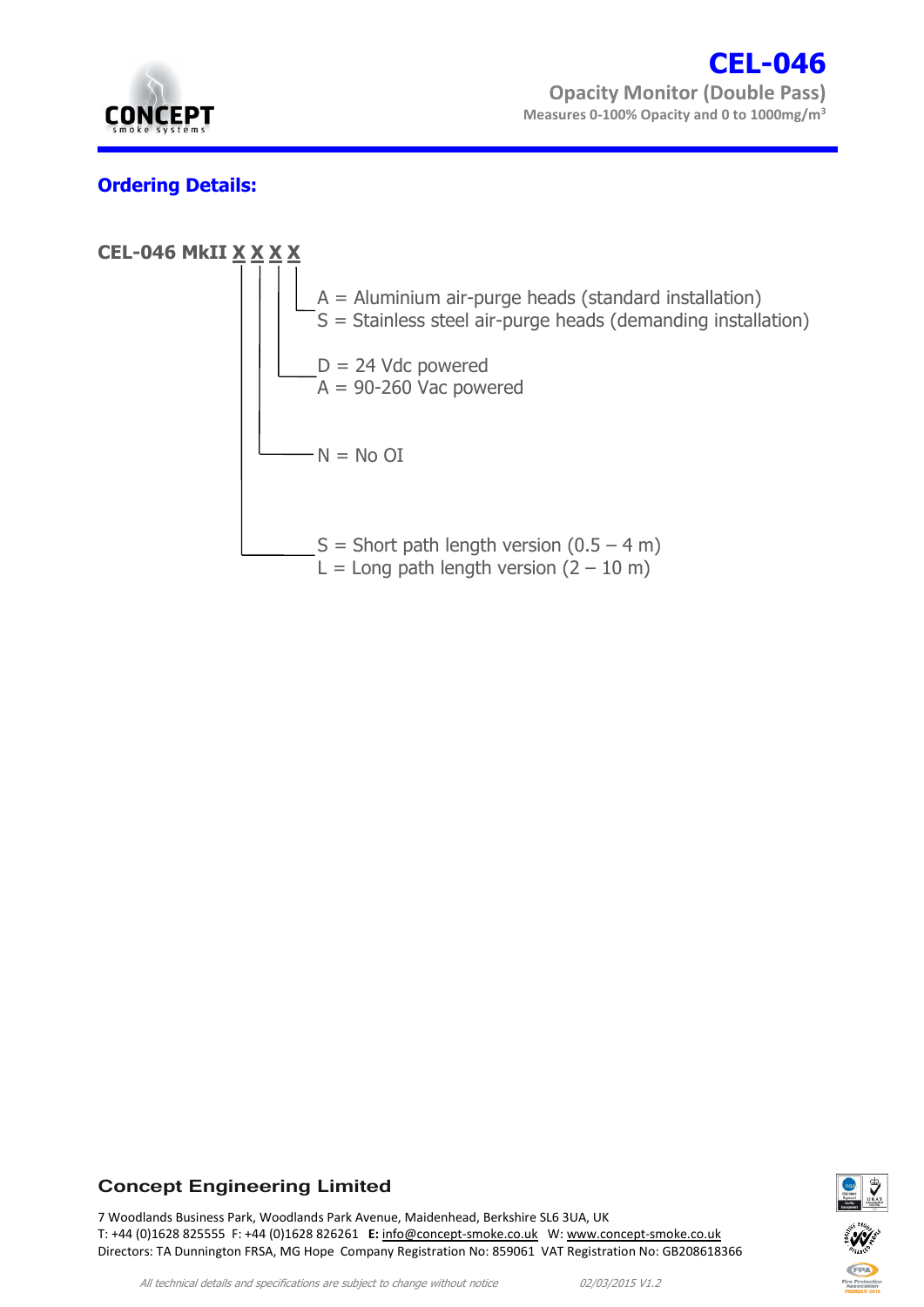# CEL-046

## Opacity Monitor (Double Pass)

**Measures 0-100% Opacity and 0 to 1000mg/m$^3$**

## Ordering Details:

**CEL-046 MkII X X X X**

- 4th X:
  - A = Aluminium air-purge heads (standard installation)
  - S = Stainless steel air-purge heads (demanding installation)
- 3rd X:
  - D = 24 Vdc powered
  - A = 90-260 Vac powered
- 2nd X:
  - N = No OI
- 1st X:
  - S = Short path length version (0.5 – 4 m)
  - L = Long path length version (2 – 10 m)

**Concept Engineering Limited**

7 Woodlands Business Park, Woodlands Park Avenue, Maidenhead, Berkshire SL6 3UA, UK
T: +44 (0)1628 825555 F: +44 (0)1628 826261 **E:** info@concept-smoke.co.uk W: www.concept-smoke.co.uk
Directors: TA Dunnington FRSA, MG Hope Company Registration No: 859061 VAT Registration No: GB208618366

*All technical details and specifications are subject to change without notice* *02/03/2015 V1.2*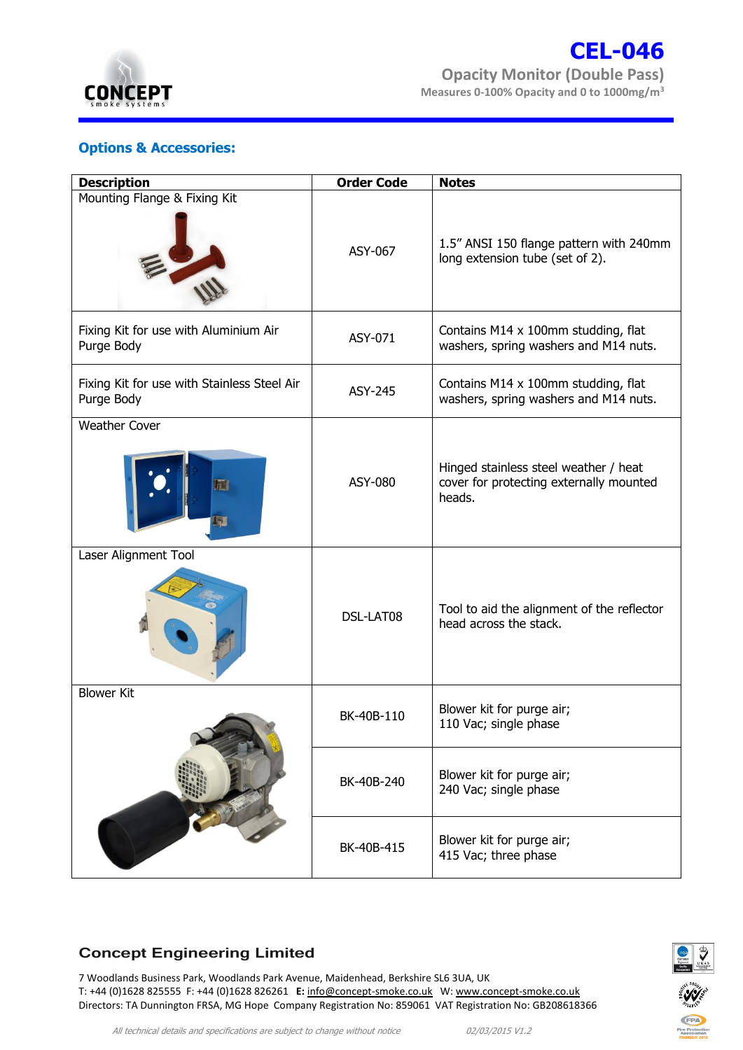# CEL-046

## Opacity Monitor (Double Pass)

Measures 0-100% Opacity and 0 to 1000mg/m$^3$

### Options & Accessories:

| Description | Order Code | Notes |
|---|---|---|
| Mounting Flange & Fixing Kit | ASY-067 | 1.5" ANSI 150 flange pattern with 240mm long extension tube (set of 2). |
| Fixing Kit for use with Aluminium Air Purge Body | ASY-071 | Contains M14 x 100mm studding, flat washers, spring washers and M14 nuts. |
| Fixing Kit for use with Stainless Steel Air Purge Body | ASY-245 | Contains M14 x 100mm studding, flat washers, spring washers and M14 nuts. |
| Weather Cover | ASY-080 | Hinged stainless steel weather / heat cover for protecting externally mounted heads. |
| Laser Alignment Tool | DSL-LAT08 | Tool to aid the alignment of the reflector head across the stack. |
| Blower Kit | BK-40B-110 | Blower kit for purge air; 110 Vac; single phase |
| | BK-40B-240 | Blower kit for purge air; 240 Vac; single phase |
| | BK-40B-415 | Blower kit for purge air; 415 Vac; three phase |

**Concept Engineering Limited**

7 Woodlands Business Park, Woodlands Park Avenue, Maidenhead, Berkshire SL6 3UA, UK
T: +44 (0)1628 825555 F: +44 (0)1628 826261 **E:** info@concept-smoke.co.uk W: www.concept-smoke.co.uk
Directors: TA Dunnington FRSA, MG Hope Company Registration No: 859061 VAT Registration No: GB208618366

*All technical details and specifications are subject to change without notice* *02/03/2015 V1.2*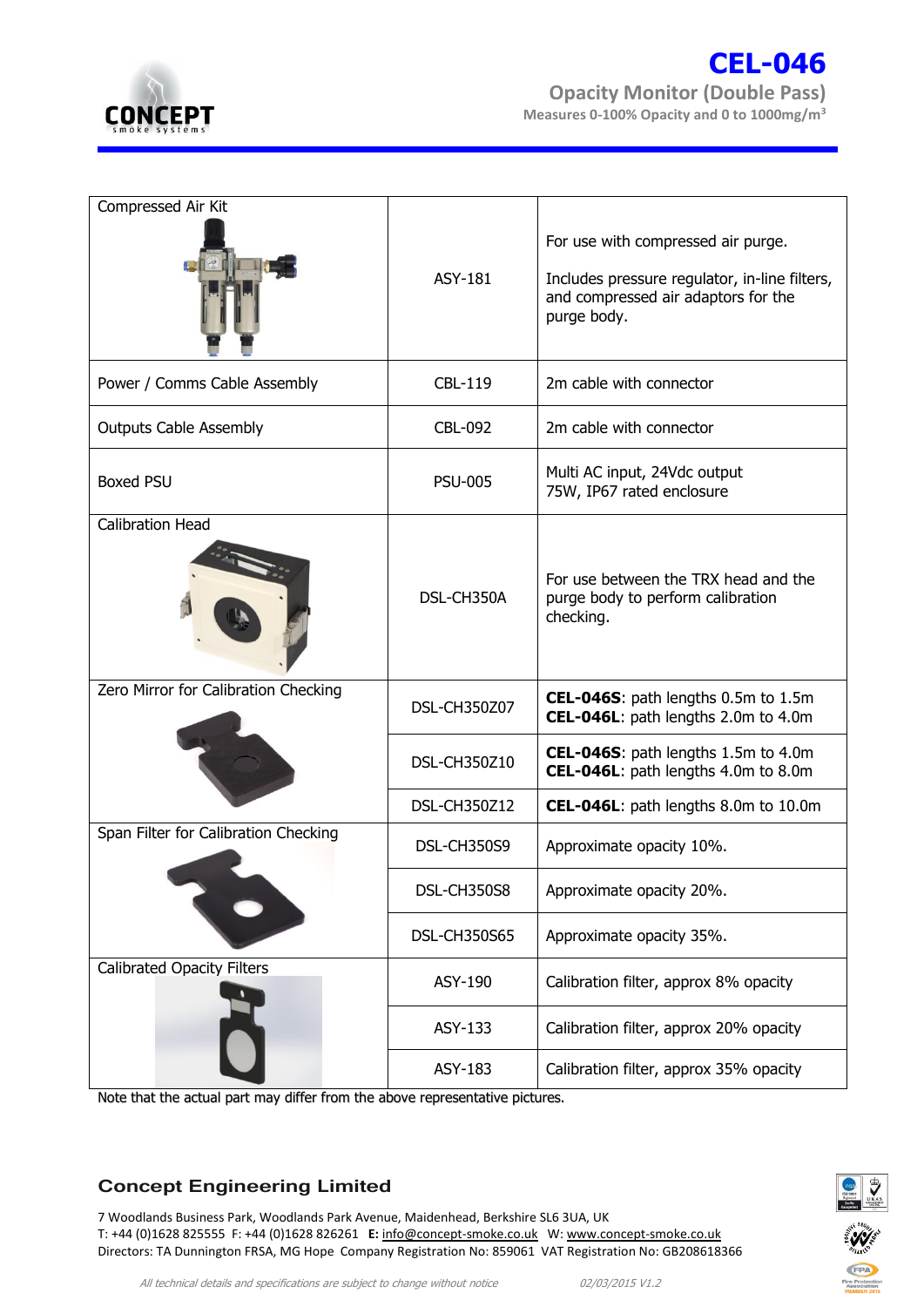| | | |
|---|---|---|
| Compressed Air Kit | ASY-181 | For use with compressed air purge.<br><br>Includes pressure regulator, in-line filters, and compressed air adaptors for the purge body. |
| Power / Comms Cable Assembly | CBL-119 | 2m cable with connector |
| Outputs Cable Assembly | CBL-092 | 2m cable with connector |
| Boxed PSU | PSU-005 | Multi AC input, 24Vdc output<br>75W, IP67 rated enclosure |
| Calibration Head | DSL-CH350A | For use between the TRX head and the purge body to perform calibration checking. |
| Zero Mirror for Calibration Checking | DSL-CH350Z07 | **CEL-046S**: path lengths 0.5m to 1.5m<br>**CEL-046L**: path lengths 2.0m to 4.0m |
| | DSL-CH350Z10 | **CEL-046S**: path lengths 1.5m to 4.0m<br>**CEL-046L**: path lengths 4.0m to 8.0m |
| | DSL-CH350Z12 | **CEL-046L**: path lengths 8.0m to 10.0m |
| Span Filter for Calibration Checking | DSL-CH350S9 | Approximate opacity 10%. |
| | DSL-CH350S8 | Approximate opacity 20%. |
| | DSL-CH350S65 | Approximate opacity 35%. |
| Calibrated Opacity Filters | ASY-190 | Calibration filter, approx 8% opacity |
| | ASY-133 | Calibration filter, approx 20% opacity |
| | ASY-183 | Calibration filter, approx 35% opacity |

Note that the actual part may differ from the above representative pictures.